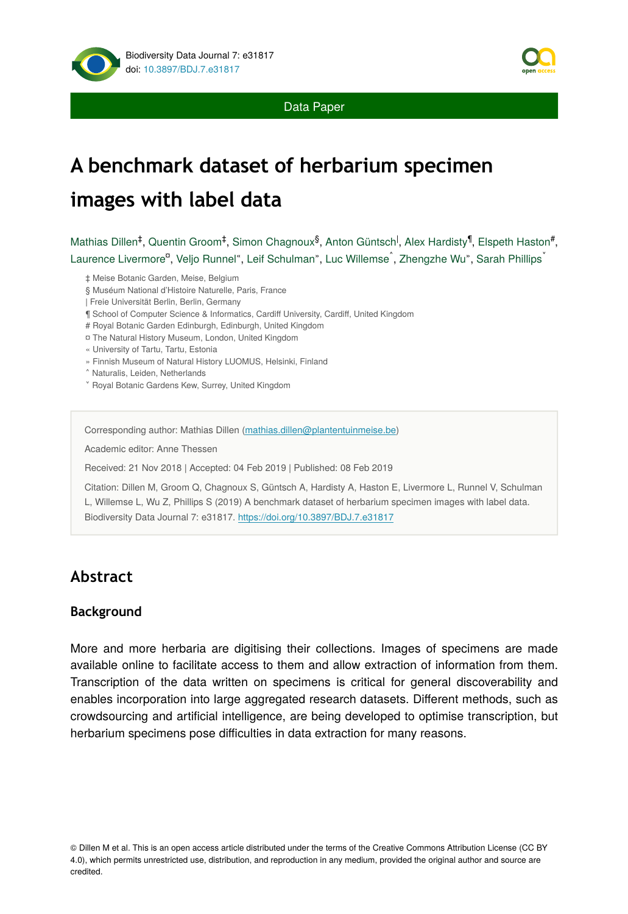Data Paper

# A benchmark dataset of herbarium specimen images with label data

Mathias Dillen[‡], Quentin Groom[‡], Simon Chagnoux[§], Anton Güntsch[|], Alex Hardisty[¶], Elspeth Haston[#], Laurence Livermore[¤], Veljo Runnel[«], Leif Schulman[»], Luc Willemse[˄], Zhengzhe Wu[»], Sarah Phillips[˅]

‡ Meise Botanic Garden, Meise, Belgium
§ Muséum National d'Histoire Naturelle, Paris, France
| Freie Universität Berlin, Berlin, Germany
¶ School of Computer Science & Informatics, Cardiff University, Cardiff, United Kingdom
# Royal Botanic Garden Edinburgh, Edinburgh, United Kingdom
¤ The Natural History Museum, London, United Kingdom
« University of Tartu, Tartu, Estonia
» Finnish Museum of Natural History LUOMUS, Helsinki, Finland
˄ Naturalis, Leiden, Netherlands
˅ Royal Botanic Gardens Kew, Surrey, United Kingdom

Corresponding author: Mathias Dillen (mathias.dillen@plantentuinmeise.be)

Academic editor: Anne Thessen

Received: 21 Nov 2018 | Accepted: 04 Feb 2019 | Published: 08 Feb 2019

Citation: Dillen M, Groom Q, Chagnoux S, Güntsch A, Hardisty A, Haston E, Livermore L, Runnel V, Schulman L, Willemse L, Wu Z, Phillips S (2019) A benchmark dataset of herbarium specimen images with label data. Biodiversity Data Journal 7: e31817. https://doi.org/10.3897/BDJ.7.e31817

## Abstract

### Background

More and more herbaria are digitising their collections. Images of specimens are made available online to facilitate access to them and allow extraction of information from them. Transcription of the data written on specimens is critical for general discoverability and enables incorporation into large aggregated research datasets. Different methods, such as crowdsourcing and artificial intelligence, are being developed to optimise transcription, but herbarium specimens pose difficulties in data extraction for many reasons.

© Dillen M et al. This is an open access article distributed under the terms of the Creative Commons Attribution License (CC BY 4.0), which permits unrestricted use, distribution, and reproduction in any medium, provided the original author and source are credited.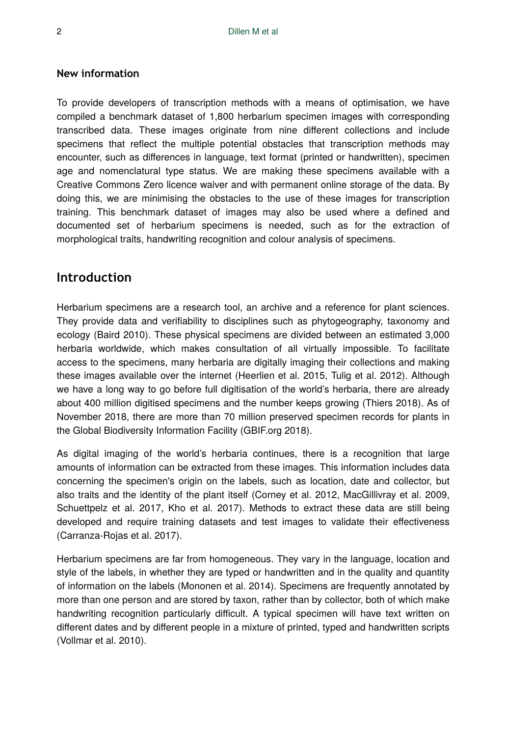### New information

To provide developers of transcription methods with a means of optimisation, we have compiled a benchmark dataset of 1,800 herbarium specimen images with corresponding transcribed data. These images originate from nine different collections and include specimens that reflect the multiple potential obstacles that transcription methods may encounter, such as differences in language, text format (printed or handwritten), specimen age and nomenclatural type status. We are making these specimens available with a Creative Commons Zero licence waiver and with permanent online storage of the data. By doing this, we are minimising the obstacles to the use of these images for transcription training. This benchmark dataset of images may also be used where a defined and documented set of herbarium specimens is needed, such as for the extraction of morphological traits, handwriting recognition and colour analysis of specimens.

## Introduction

Herbarium specimens are a research tool, an archive and a reference for plant sciences. They provide data and verifiability to disciplines such as phytogeography, taxonomy and ecology (Baird 2010). These physical specimens are divided between an estimated 3,000 herbaria worldwide, which makes consultation of all virtually impossible. To facilitate access to the specimens, many herbaria are digitally imaging their collections and making these images available over the internet (Heerlien et al. 2015, Tulig et al. 2012). Although we have a long way to go before full digitisation of the world's herbaria, there are already about 400 million digitised specimens and the number keeps growing (Thiers 2018). As of November 2018, there are more than 70 million preserved specimen records for plants in the Global Biodiversity Information Facility (GBIF.org 2018).

As digital imaging of the world's herbaria continues, there is a recognition that large amounts of information can be extracted from these images. This information includes data concerning the specimen's origin on the labels, such as location, date and collector, but also traits and the identity of the plant itself (Corney et al. 2012, MacGillivray et al. 2009, Schuettpelz et al. 2017, Kho et al. 2017). Methods to extract these data are still being developed and require training datasets and test images to validate their effectiveness (Carranza-Rojas et al. 2017).

Herbarium specimens are far from homogeneous. They vary in the language, location and style of the labels, in whether they are typed or handwritten and in the quality and quantity of information on the labels (Mononen et al. 2014). Specimens are frequently annotated by more than one person and are stored by taxon, rather than by collector, both of which make handwriting recognition particularly difficult. A typical specimen will have text written on different dates and by different people in a mixture of printed, typed and handwritten scripts (Vollmar et al. 2010).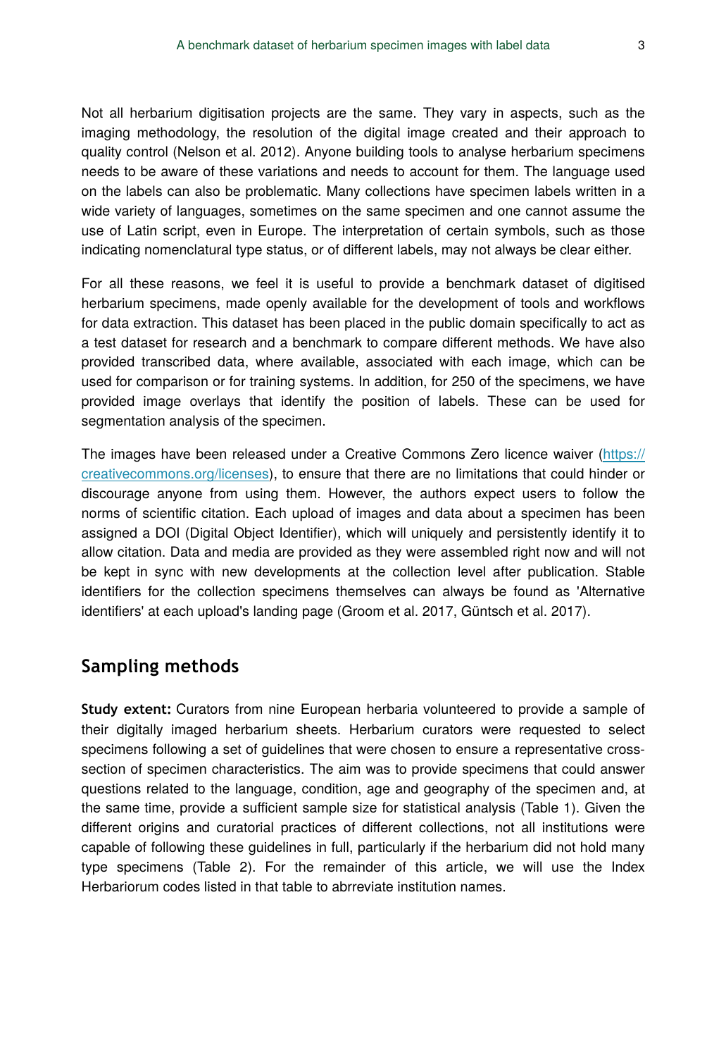Not all herbarium digitisation projects are the same. They vary in aspects, such as the imaging methodology, the resolution of the digital image created and their approach to quality control (Nelson et al. 2012). Anyone building tools to analyse herbarium specimens needs to be aware of these variations and needs to account for them. The language used on the labels can also be problematic. Many collections have specimen labels written in a wide variety of languages, sometimes on the same specimen and one cannot assume the use of Latin script, even in Europe. The interpretation of certain symbols, such as those indicating nomenclatural type status, or of different labels, may not always be clear either.

For all these reasons, we feel it is useful to provide a benchmark dataset of digitised herbarium specimens, made openly available for the development of tools and workflows for data extraction. This dataset has been placed in the public domain specifically to act as a test dataset for research and a benchmark to compare different methods. We have also provided transcribed data, where available, associated with each image, which can be used for comparison or for training systems. In addition, for 250 of the specimens, we have provided image overlays that identify the position of labels. These can be used for segmentation analysis of the specimen.

The images have been released under a Creative Commons Zero licence waiver (https://creativecommons.org/licenses), to ensure that there are no limitations that could hinder or discourage anyone from using them. However, the authors expect users to follow the norms of scientific citation. Each upload of images and data about a specimen has been assigned a DOI (Digital Object Identifier), which will uniquely and persistently identify it to allow citation. Data and media are provided as they were assembled right now and will not be kept in sync with new developments at the collection level after publication. Stable identifiers for the collection specimens themselves can always be found as 'Alternative identifiers' at each upload's landing page (Groom et al. 2017, Güntsch et al. 2017).

## Sampling methods

**Study extent:** Curators from nine European herbaria volunteered to provide a sample of their digitally imaged herbarium sheets. Herbarium curators were requested to select specimens following a set of guidelines that were chosen to ensure a representative cross-section of specimen characteristics. The aim was to provide specimens that could answer questions related to the language, condition, age and geography of the specimen and, at the same time, provide a sufficient sample size for statistical analysis (Table 1). Given the different origins and curatorial practices of different collections, not all institutions were capable of following these guidelines in full, particularly if the herbarium did not hold many type specimens (Table 2). For the remainder of this article, we will use the Index Herbariorum codes listed in that table to abrreviate institution names.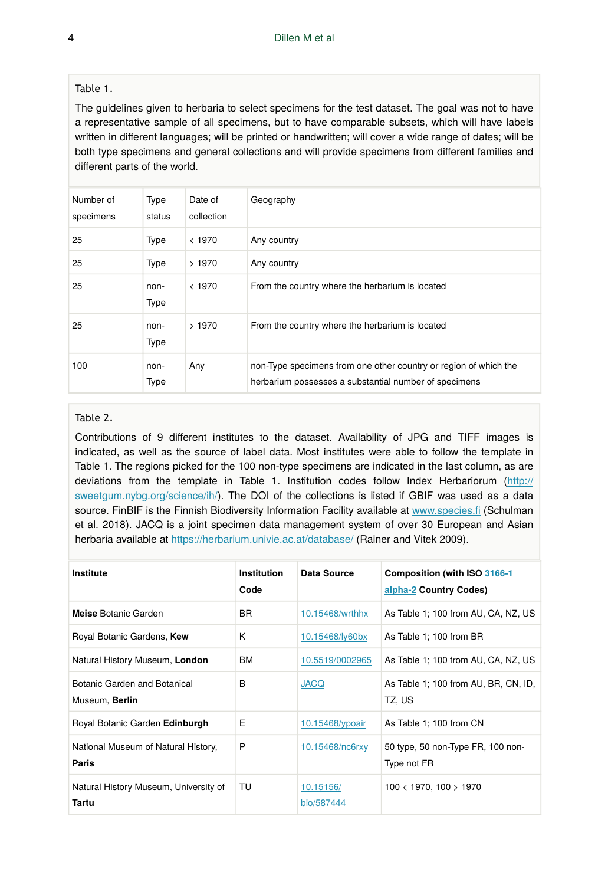Table 1.

The guidelines given to herbaria to select specimens for the test dataset. The goal was not to have a representative sample of all specimens, but to have comparable subsets, which will have labels written in different languages; will be printed or handwritten; will cover a wide range of dates; will be both type specimens and general collections and will provide specimens from different families and different parts of the world.

| Number of specimens | Type status | Date of collection | Geography |
|---|---|---|---|
| 25 | Type | < 1970 | Any country |
| 25 | Type | > 1970 | Any country |
| 25 | non-Type | < 1970 | From the country where the herbarium is located |
| 25 | non-Type | > 1970 | From the country where the herbarium is located |
| 100 | non-Type | Any | non-Type specimens from one other country or region of which the herbarium possesses a substantial number of specimens |

Table 2.

Contributions of 9 different institutes to the dataset. Availability of JPG and TIFF images is indicated, as well as the source of label data. Most institutes were able to follow the template in Table 1. The regions picked for the 100 non-type specimens are indicated in the last column, as are deviations from the template in Table 1. Institution codes follow Index Herbariorum (http://sweetgum.nybg.org/science/ih/). The DOI of the collections is listed if GBIF was used as a data source. FinBIF is the Finnish Biodiversity Information Facility available at www.species.fi (Schulman et al. 2018). JACQ is a joint specimen data management system of over 30 European and Asian herbaria available at https://herbarium.univie.ac.at/database/ (Rainer and Vitek 2009).

| **Institute** | **Institution Code** | **Data Source** | **Composition (with ISO 3166-1 alpha-2 Country Codes)** |
|---|---|---|---|
| **Meise** Botanic Garden | BR | 10.15468/wrthhx | As Table 1; 100 from AU, CA, NZ, US |
| Royal Botanic Gardens, **Kew** | K | 10.15468/ly60bx | As Table 1; 100 from BR |
| Natural History Museum, **London** | BM | 10.5519/0002965 | As Table 1; 100 from AU, CA, NZ, US |
| Botanic Garden and Botanical Museum, **Berlin** | B | JACQ | As Table 1; 100 from AU, BR, CN, ID, TZ, US |
| Royal Botanic Garden **Edinburgh** | E | 10.15468/ypoair | As Table 1; 100 from CN |
| National Museum of Natural History, **Paris** | P | 10.15468/nc6rxy | 50 type, 50 non-Type FR, 100 non-Type not FR |
| Natural History Museum, University of **Tartu** | TU | 10.15156/bio/587444 | 100 < 1970, 100 > 1970 |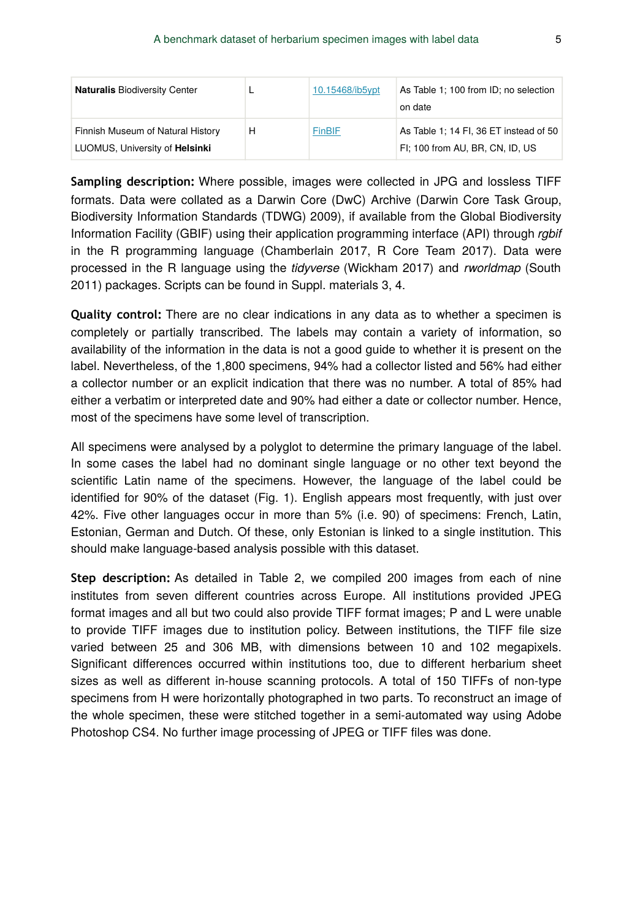| | | | |
|---|---|---|---|
| **Naturalis** Biodiversity Center | L | 10.15468/ib5ypt | As Table 1; 100 from ID; no selection on date |
| Finnish Museum of Natural History LUOMUS, University of **Helsinki** | H | FinBIF | As Table 1; 14 FI, 36 ET instead of 50 FI; 100 from AU, BR, CN, ID, US |

**Sampling description:** Where possible, images were collected in JPG and lossless TIFF formats. Data were collated as a Darwin Core (DwC) Archive (Darwin Core Task Group, Biodiversity Information Standards (TDWG) 2009), if available from the Global Biodiversity Information Facility (GBIF) using their application programming interface (API) through *rgbif* in the R programming language (Chamberlain 2017, R Core Team 2017). Data were processed in the R language using the *tidyverse* (Wickham 2017) and *rworldmap* (South 2011) packages. Scripts can be found in Suppl. materials 3, 4.

**Quality control:** There are no clear indications in any data as to whether a specimen is completely or partially transcribed. The labels may contain a variety of information, so availability of the information in the data is not a good guide to whether it is present on the label. Nevertheless, of the 1,800 specimens, 94% had a collector listed and 56% had either a collector number or an explicit indication that there was no number. A total of 85% had either a verbatim or interpreted date and 90% had either a date or collector number. Hence, most of the specimens have some level of transcription.

All specimens were analysed by a polyglot to determine the primary language of the label. In some cases the label had no dominant single language or no other text beyond the scientific Latin name of the specimens. However, the language of the label could be identified for 90% of the dataset (Fig. 1). English appears most frequently, with just over 42%. Five other languages occur in more than 5% (i.e. 90) of specimens: French, Latin, Estonian, German and Dutch. Of these, only Estonian is linked to a single institution. This should make language-based analysis possible with this dataset.

**Step description:** As detailed in Table 2, we compiled 200 images from each of nine institutes from seven different countries across Europe. All institutions provided JPEG format images and all but two could also provide TIFF format images; P and L were unable to provide TIFF images due to institution policy. Between institutions, the TIFF file size varied between 25 and 306 MB, with dimensions between 10 and 102 megapixels. Significant differences occurred within institutions too, due to different herbarium sheet sizes as well as different in-house scanning protocols. A total of 150 TIFFs of non-type specimens from H were horizontally photographed in two parts. To reconstruct an image of the whole specimen, these were stitched together in a semi-automated way using Adobe Photoshop CS4. No further image processing of JPEG or TIFF files was done.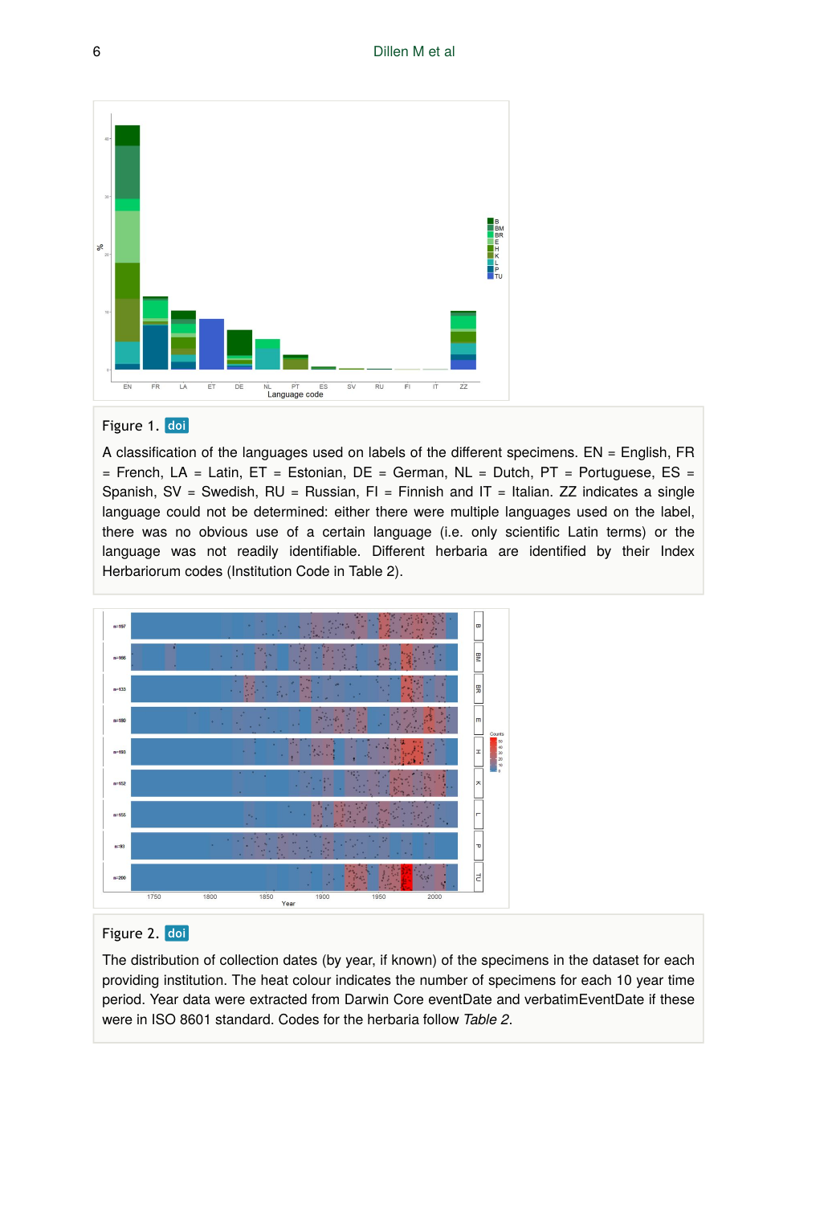Figure 1. doi

A classification of the languages used on labels of the different specimens. EN = English, FR = French, LA = Latin, ET = Estonian, DE = German, NL = Dutch, PT = Portuguese, ES = Spanish, SV = Swedish, RU = Russian, FI = Finnish and IT = Italian. ZZ indicates a single language could not be determined: either there were multiple languages used on the label, there was no obvious use of a certain language (i.e. only scientific Latin terms) or the language was not readily identifiable. Different herbaria are identified by their Index Herbariorum codes (Institution Code in Table 2).

Figure 2. doi

The distribution of collection dates (by year, if known) of the specimens in the dataset for each providing institution. The heat colour indicates the number of specimens for each 10 year time period. Year data were extracted from Darwin Core eventDate and verbatimEventDate if these were in ISO 8601 standard. Codes for the herbaria follow *Table 2*.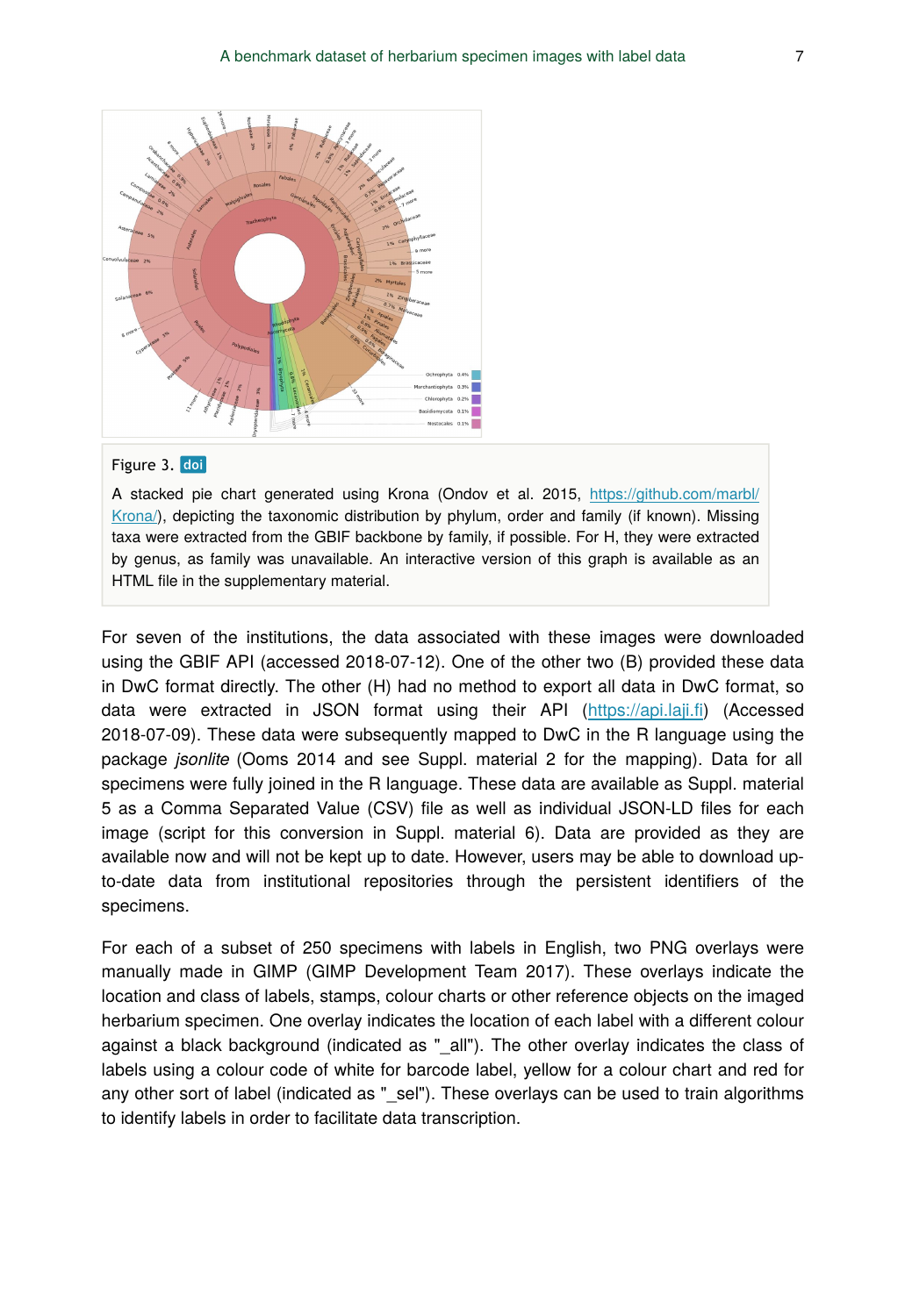Figure 3. doi

A stacked pie chart generated using Krona (Ondov et al. 2015, https://github.com/marbl/Krona/), depicting the taxonomic distribution by phylum, order and family (if known). Missing taxa were extracted from the GBIF backbone by family, if possible. For H, they were extracted by genus, as family was unavailable. An interactive version of this graph is available as an HTML file in the supplementary material.

For seven of the institutions, the data associated with these images were downloaded using the GBIF API (accessed 2018-07-12). One of the other two (B) provided these data in DwC format directly. The other (H) had no method to export all data in DwC format, so data were extracted in JSON format using their API (https://api.laji.fi) (Accessed 2018-07-09). These data were subsequently mapped to DwC in the R language using the package *jsonlite* (Ooms 2014 and see Suppl. material 2 for the mapping). Data for all specimens were fully joined in the R language. These data are available as Suppl. material 5 as a Comma Separated Value (CSV) file as well as individual JSON-LD files for each image (script for this conversion in Suppl. material 6). Data are provided as they are available now and will not be kept up to date. However, users may be able to download up-to-date data from institutional repositories through the persistent identifiers of the specimens.

For each of a subset of 250 specimens with labels in English, two PNG overlays were manually made in GIMP (GIMP Development Team 2017). These overlays indicate the location and class of labels, stamps, colour charts or other reference objects on the imaged herbarium specimen. One overlay indicates the location of each label with a different colour against a black background (indicated as "_all"). The other overlay indicates the class of labels using a colour code of white for barcode label, yellow for a colour chart and red for any other sort of label (indicated as "_sel"). These overlays can be used to train algorithms to identify labels in order to facilitate data transcription.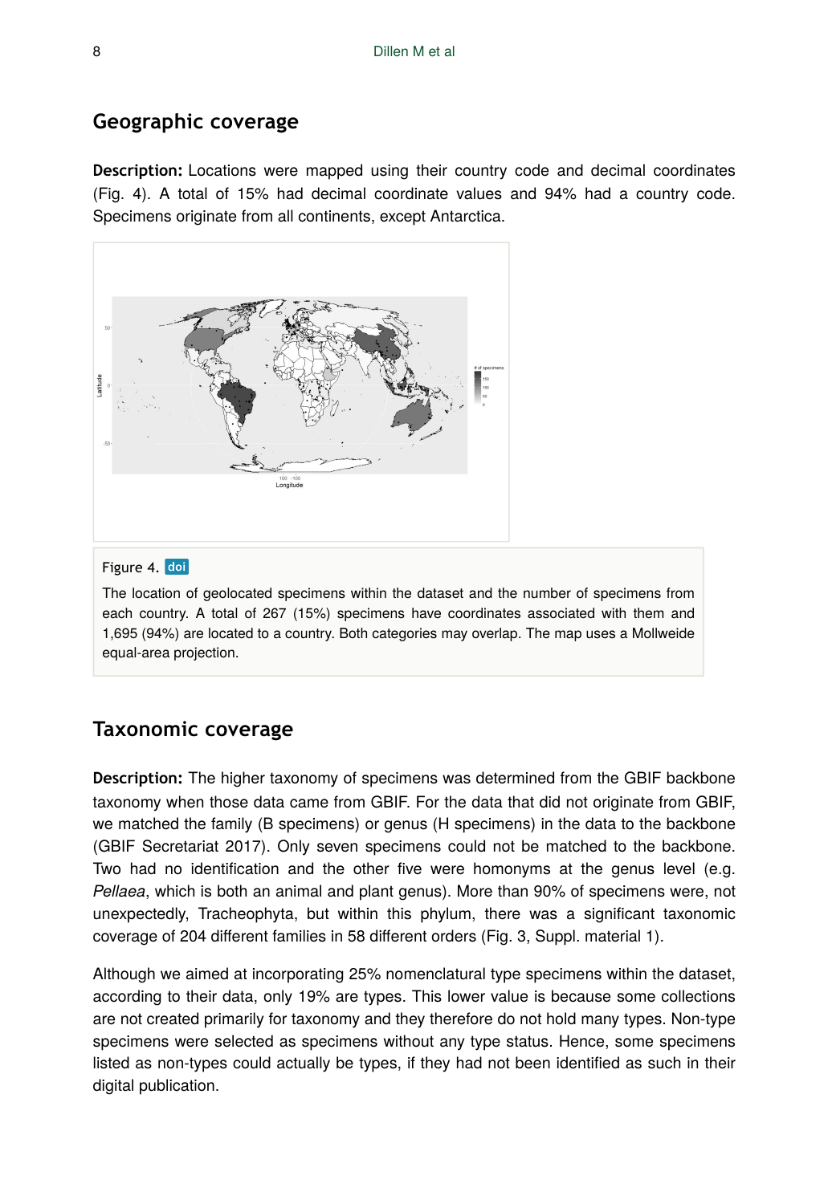## Geographic coverage

**Description:** Locations were mapped using their country code and decimal coordinates (Fig. 4). A total of 15% had decimal coordinate values and 94% had a country code. Specimens originate from all continents, except Antarctica.

Figure 4. doi

The location of geolocated specimens within the dataset and the number of specimens from each country. A total of 267 (15%) specimens have coordinates associated with them and 1,695 (94%) are located to a country. Both categories may overlap. The map uses a Mollweide equal-area projection.

## Taxonomic coverage

**Description:** The higher taxonomy of specimens was determined from the GBIF backbone taxonomy when those data came from GBIF. For the data that did not originate from GBIF, we matched the family (B specimens) or genus (H specimens) in the data to the backbone (GBIF Secretariat 2017). Only seven specimens could not be matched to the backbone. Two had no identification and the other five were homonyms at the genus level (e.g. *Pellaea*, which is both an animal and plant genus). More than 90% of specimens were, not unexpectedly, Tracheophyta, but within this phylum, there was a significant taxonomic coverage of 204 different families in 58 different orders (Fig. 3, Suppl. material 1).

Although we aimed at incorporating 25% nomenclatural type specimens within the dataset, according to their data, only 19% are types. This lower value is because some collections are not created primarily for taxonomy and they therefore do not hold many types. Non-type specimens were selected as specimens without any type status. Hence, some specimens listed as non-types could actually be types, if they had not been identified as such in their digital publication.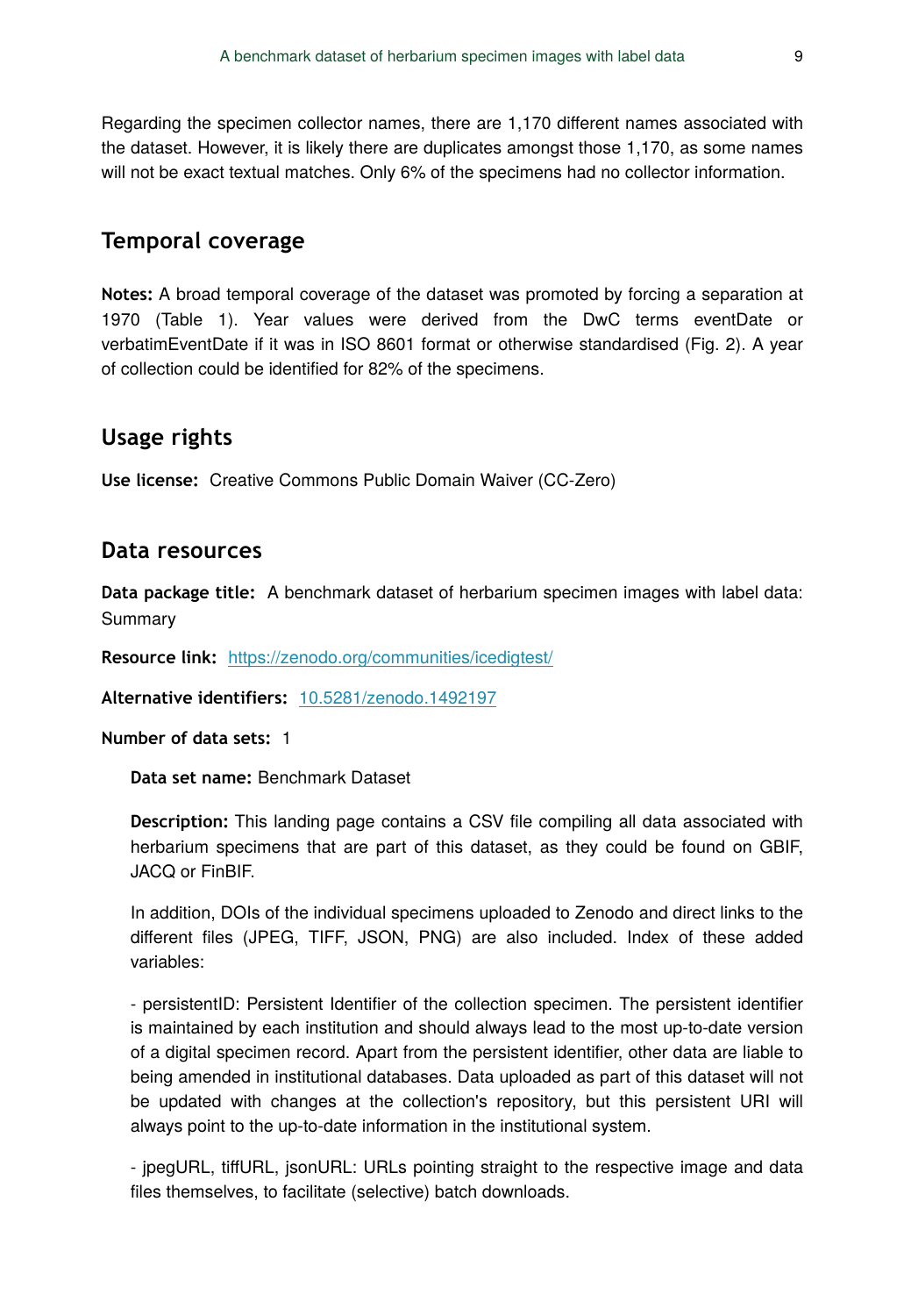Regarding the specimen collector names, there are 1,170 different names associated with the dataset. However, it is likely there are duplicates amongst those 1,170, as some names will not be exact textual matches. Only 6% of the specimens had no collector information.

## Temporal coverage

**Notes:** A broad temporal coverage of the dataset was promoted by forcing a separation at 1970 (Table 1). Year values were derived from the DwC terms eventDate or verbatimEventDate if it was in ISO 8601 format or otherwise standardised (Fig. 2). A year of collection could be identified for 82% of the specimens.

## Usage rights

**Use license:** Creative Commons Public Domain Waiver (CC-Zero)

## Data resources

**Data package title:** A benchmark dataset of herbarium specimen images with label data: Summary

**Resource link:** [https://zenodo.org/communities/icedigtest/](https://zenodo.org/communities/icedigtest/)

**Alternative identifiers:** [10.5281/zenodo.1492197](https://doi.org/10.5281/zenodo.1492197)

**Number of data sets:** 1

**Data set name:** Benchmark Dataset

**Description:** This landing page contains a CSV file compiling all data associated with herbarium specimens that are part of this dataset, as they could be found on GBIF, JACQ or FinBIF.

In addition, DOIs of the individual specimens uploaded to Zenodo and direct links to the different files (JPEG, TIFF, JSON, PNG) are also included. Index of these added variables:

- persistentID: Persistent Identifier of the collection specimen. The persistent identifier is maintained by each institution and should always lead to the most up-to-date version of a digital specimen record. Apart from the persistent identifier, other data are liable to being amended in institutional databases. Data uploaded as part of this dataset will not be updated with changes at the collection's repository, but this persistent URI will always point to the up-to-date information in the institutional system.

- jpegURL, tiffURL, jsonURL: URLs pointing straight to the respective image and data files themselves, to facilitate (selective) batch downloads.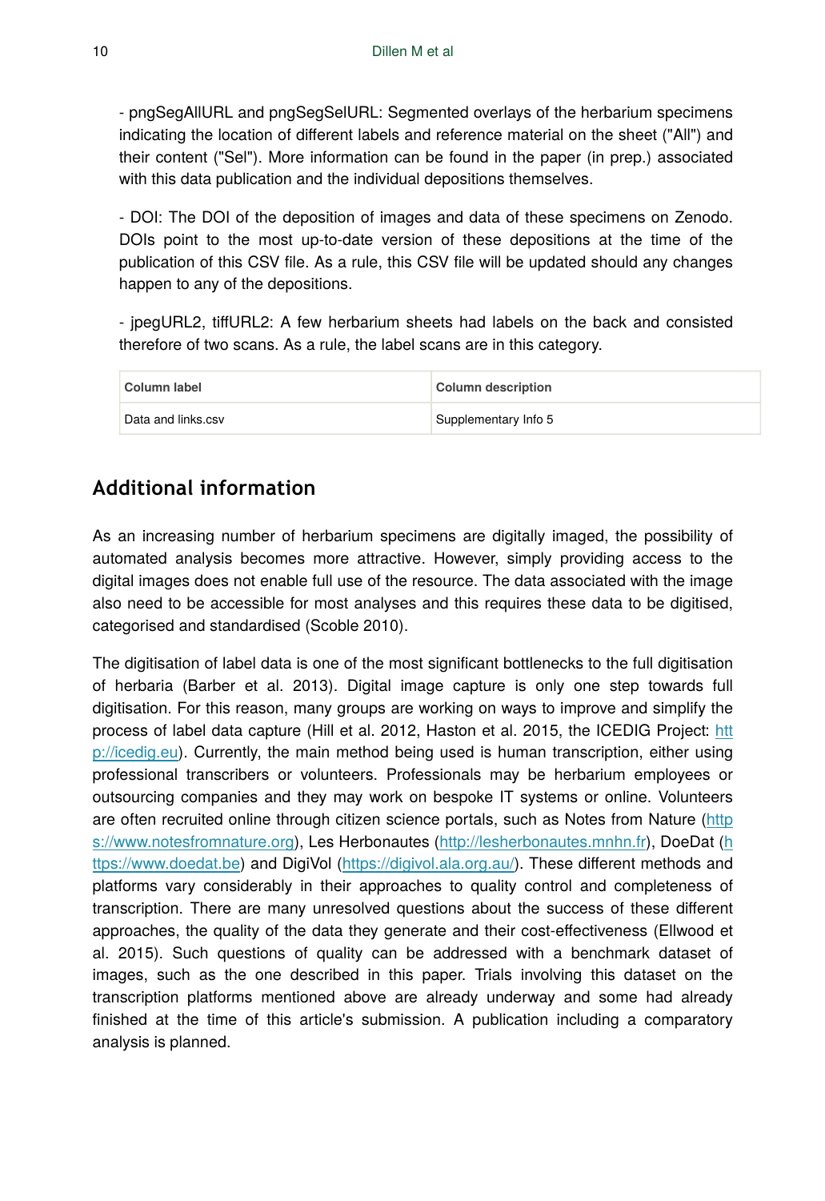- pngSegAllURL and pngSegSelURL: Segmented overlays of the herbarium specimens indicating the location of different labels and reference material on the sheet ("All") and their content ("Sel"). More information can be found in the paper (in prep.) associated with this data publication and the individual depositions themselves.

- DOI: The DOI of the deposition of images and data of these specimens on Zenodo. DOIs point to the most up-to-date version of these depositions at the time of the publication of this CSV file. As a rule, this CSV file will be updated should any changes happen to any of the depositions.

- jpegURL2, tiffURL2: A few herbarium sheets had labels on the back and consisted therefore of two scans. As a rule, the label scans are in this category.

| Column label | Column description |
| --- | --- |
| Data and links.csv | Supplementary Info 5 |

## Additional information

As an increasing number of herbarium specimens are digitally imaged, the possibility of automated analysis becomes more attractive. However, simply providing access to the digital images does not enable full use of the resource. The data associated with the image also need to be accessible for most analyses and this requires these data to be digitised, categorised and standardised (Scoble 2010).

The digitisation of label data is one of the most significant bottlenecks to the full digitisation of herbaria (Barber et al. 2013). Digital image capture is only one step towards full digitisation. For this reason, many groups are working on ways to improve and simplify the process of label data capture (Hill et al. 2012, Haston et al. 2015, the ICEDIG Project: http://icedig.eu). Currently, the main method being used is human transcription, either using professional transcribers or volunteers. Professionals may be herbarium employees or outsourcing companies and they may work on bespoke IT systems or online. Volunteers are often recruited online through citizen science portals, such as Notes from Nature (https://www.notesfromnature.org), Les Herbonautes (http://lesherbonautes.mnhn.fr), DoeDat (https://www.doedat.be) and DigiVol (https://digivol.ala.org.au/). These different methods and platforms vary considerably in their approaches to quality control and completeness of transcription. There are many unresolved questions about the success of these different approaches, the quality of the data they generate and their cost-effectiveness (Ellwood et al. 2015). Such questions of quality can be addressed with a benchmark dataset of images, such as the one described in this paper. Trials involving this dataset on the transcription platforms mentioned above are already underway and some had already finished at the time of this article's submission. A publication including a comparatory analysis is planned.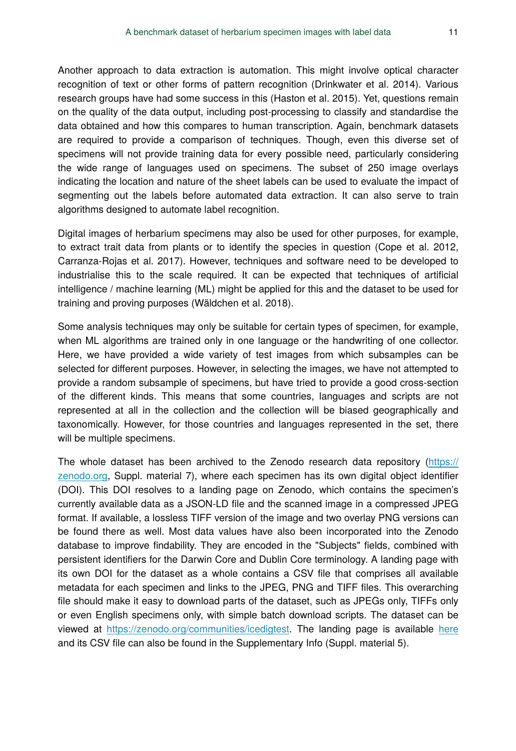Another approach to data extraction is automation. This might involve optical character recognition of text or other forms of pattern recognition (Drinkwater et al. 2014). Various research groups have had some success in this (Haston et al. 2015). Yet, questions remain on the quality of the data output, including post-processing to classify and standardise the data obtained and how this compares to human transcription. Again, benchmark datasets are required to provide a comparison of techniques. Though, even this diverse set of specimens will not provide training data for every possible need, particularly considering the wide range of languages used on specimens. The subset of 250 image overlays indicating the location and nature of the sheet labels can be used to evaluate the impact of segmenting out the labels before automated data extraction. It can also serve to train algorithms designed to automate label recognition.

Digital images of herbarium specimens may also be used for other purposes, for example, to extract trait data from plants or to identify the species in question (Cope et al. 2012, Carranza-Rojas et al. 2017). However, techniques and software need to be developed to industrialise this to the scale required. It can be expected that techniques of artificial intelligence / machine learning (ML) might be applied for this and the dataset to be used for training and proving purposes (Wäldchen et al. 2018).

Some analysis techniques may only be suitable for certain types of specimen, for example, when ML algorithms are trained only in one language or the handwriting of one collector. Here, we have provided a wide variety of test images from which subsamples can be selected for different purposes. However, in selecting the images, we have not attempted to provide a random subsample of specimens, but have tried to provide a good cross-section of the different kinds. This means that some countries, languages and scripts are not represented at all in the collection and the collection will be biased geographically and taxonomically. However, for those countries and languages represented in the set, there will be multiple specimens.

The whole dataset has been archived to the Zenodo research data repository (https://zenodo.org, Suppl. material 7), where each specimen has its own digital object identifier (DOI). This DOI resolves to a landing page on Zenodo, which contains the specimen's currently available data as a JSON-LD file and the scanned image in a compressed JPEG format. If available, a lossless TIFF version of the image and two overlay PNG versions can be found there as well. Most data values have also been incorporated into the Zenodo database to improve findability. They are encoded in the "Subjects" fields, combined with persistent identifiers for the Darwin Core and Dublin Core terminology. A landing page with its own DOI for the dataset as a whole contains a CSV file that comprises all available metadata for each specimen and links to the JPEG, PNG and TIFF files. This overarching file should make it easy to download parts of the dataset, such as JPEGs only, TIFFs only or even English specimens only, with simple batch download scripts. The dataset can be viewed at https://zenodo.org/communities/icedigtest. The landing page is available here and its CSV file can also be found in the Supplementary Info (Suppl. material 5).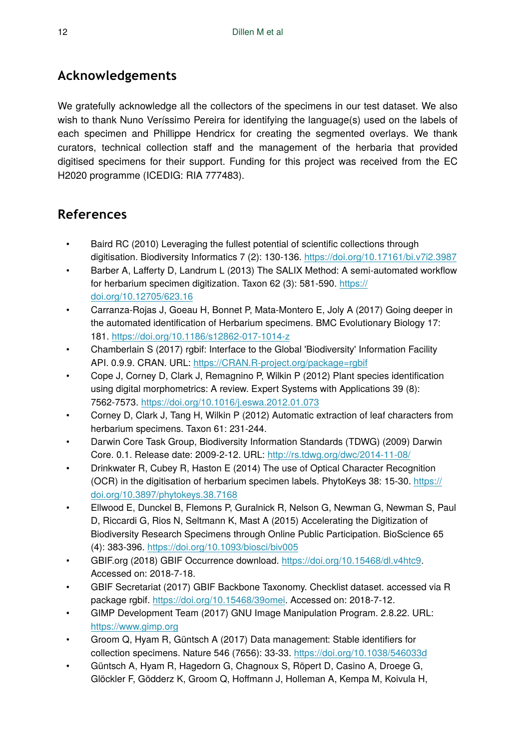## Acknowledgements

We gratefully acknowledge all the collectors of the specimens in our test dataset. We also wish to thank Nuno Veríssimo Pereira for identifying the language(s) used on the labels of each specimen and Phillippe Hendricx for creating the segmented overlays. We thank curators, technical collection staff and the management of the herbaria that provided digitised specimens for their support. Funding for this project was received from the EC H2020 programme (ICEDIG: RIA 777483).

## References

- Baird RC (2010) Leveraging the fullest potential of scientific collections through digitisation. Biodiversity Informatics 7 (2): 130-136. https://doi.org/10.17161/bi.v7i2.3987
- Barber A, Lafferty D, Landrum L (2013) The SALIX Method: A semi-automated workflow for herbarium specimen digitization. Taxon 62 (3): 581-590. https://doi.org/10.12705/623.16
- Carranza-Rojas J, Goeau H, Bonnet P, Mata-Montero E, Joly A (2017) Going deeper in the automated identification of Herbarium specimens. BMC Evolutionary Biology 17: 181. https://doi.org/10.1186/s12862-017-1014-z
- Chamberlain S (2017) rgbif: Interface to the Global 'Biodiversity' Information Facility API. 0.9.9. CRAN. URL: https://CRAN.R-project.org/package=rgbif
- Cope J, Corney D, Clark J, Remagnino P, Wilkin P (2012) Plant species identification using digital morphometrics: A review. Expert Systems with Applications 39 (8): 7562-7573. https://doi.org/10.1016/j.eswa.2012.01.073
- Corney D, Clark J, Tang H, Wilkin P (2012) Automatic extraction of leaf characters from herbarium specimens. Taxon 61: 231-244.
- Darwin Core Task Group, Biodiversity Information Standards (TDWG) (2009) Darwin Core. 0.1. Release date: 2009-2-12. URL: http://rs.tdwg.org/dwc/2014-11-08/
- Drinkwater R, Cubey R, Haston E (2014) The use of Optical Character Recognition (OCR) in the digitisation of herbarium specimen labels. PhytoKeys 38: 15-30. https://doi.org/10.3897/phytokeys.38.7168
- Ellwood E, Dunckel B, Flemons P, Guralnick R, Nelson G, Newman G, Newman S, Paul D, Riccardi G, Rios N, Seltmann K, Mast A (2015) Accelerating the Digitization of Biodiversity Research Specimens through Online Public Participation. BioScience 65 (4): 383-396. https://doi.org/10.1093/biosci/biv005
- GBIF.org (2018) GBIF Occurrence download. https://doi.org/10.15468/dl.v4htc9. Accessed on: 2018-7-18.
- GBIF Secretariat (2017) GBIF Backbone Taxonomy. Checklist dataset. accessed via R package rgbif. https://doi.org/10.15468/39omei. Accessed on: 2018-7-12.
- GIMP Development Team (2017) GNU Image Manipulation Program. 2.8.22. URL: https://www.gimp.org
- Groom Q, Hyam R, Güntsch A (2017) Data management: Stable identifiers for collection specimens. Nature 546 (7656): 33-33. https://doi.org/10.1038/546033d
- Güntsch A, Hyam R, Hagedorn G, Chagnoux S, Röpert D, Casino A, Droege G, Glöckler F, Gödderz K, Groom Q, Hoffmann J, Holleman A, Kempa M, Koivula H,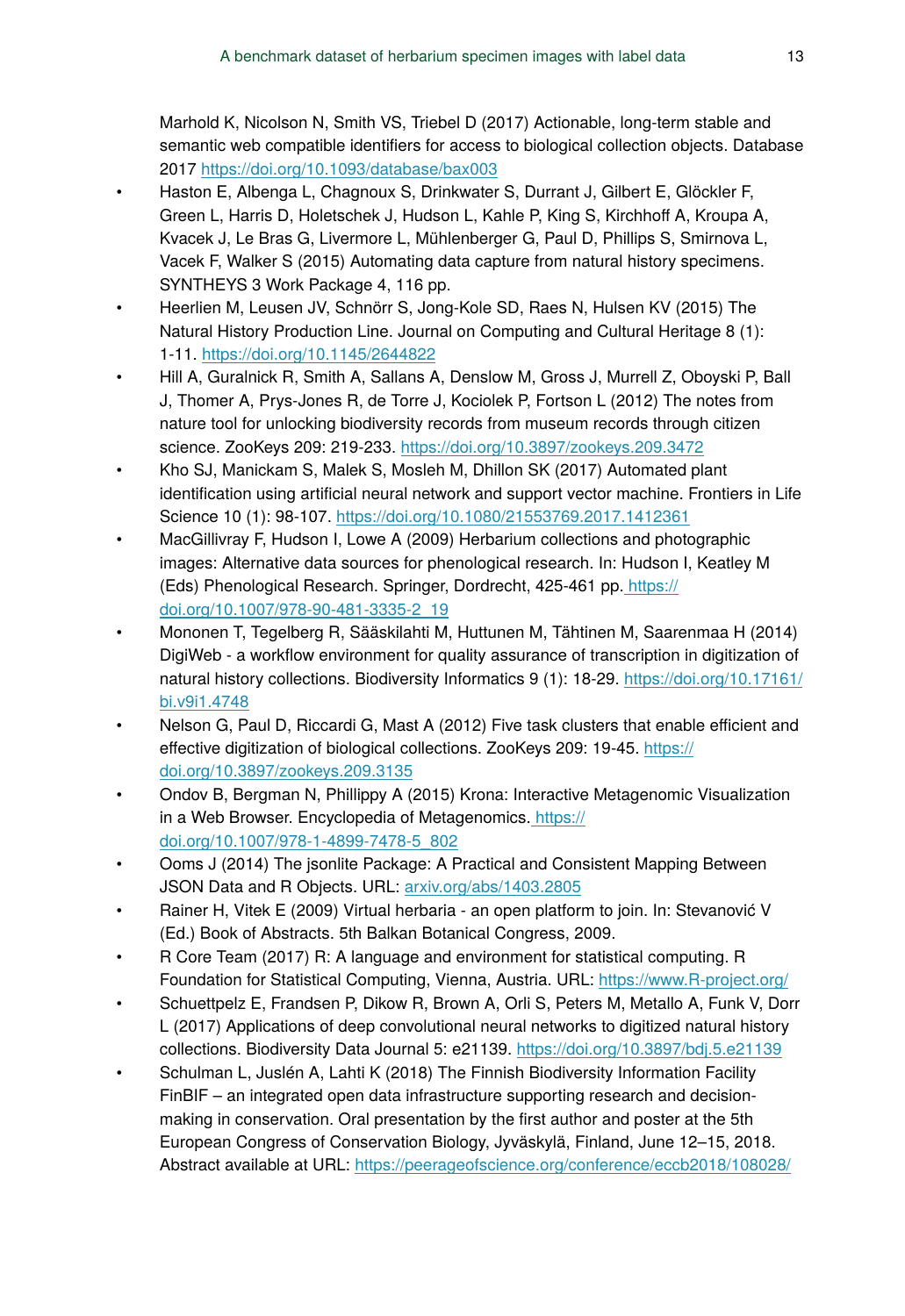Marhold K, Nicolson N, Smith VS, Triebel D (2017) Actionable, long-term stable and semantic web compatible identifiers for access to biological collection objects. Database 2017 https://doi.org/10.1093/database/bax003

- Haston E, Albenga L, Chagnoux S, Drinkwater S, Durrant J, Gilbert E, Glöckler F, Green L, Harris D, Holetschek J, Hudson L, Kahle P, King S, Kirchhoff A, Kroupa A, Kvacek J, Le Bras G, Livermore L, Mühlenberger G, Paul D, Phillips S, Smirnova L, Vacek F, Walker S (2015) Automating data capture from natural history specimens. SYNTHEYS 3 Work Package 4, 116 pp.
- Heerlien M, Leusen JV, Schnörr S, Jong-Kole SD, Raes N, Hulsen KV (2015) The Natural History Production Line. Journal on Computing and Cultural Heritage 8 (1): 1-11. https://doi.org/10.1145/2644822
- Hill A, Guralnick R, Smith A, Sallans A, Denslow M, Gross J, Murrell Z, Oboyski P, Ball J, Thomer A, Prys-Jones R, de Torre J, Kociolek P, Fortson L (2012) The notes from nature tool for unlocking biodiversity records from museum records through citizen science. ZooKeys 209: 219-233. https://doi.org/10.3897/zookeys.209.3472
- Kho SJ, Manickam S, Malek S, Mosleh M, Dhillon SK (2017) Automated plant identification using artificial neural network and support vector machine. Frontiers in Life Science 10 (1): 98-107. https://doi.org/10.1080/21553769.2017.1412361
- MacGillivray F, Hudson I, Lowe A (2009) Herbarium collections and photographic images: Alternative data sources for phenological research. In: Hudson I, Keatley M (Eds) Phenological Research. Springer, Dordrecht, 425-461 pp. https://doi.org/10.1007/978-90-481-3335-2_19
- Mononen T, Tegelberg R, Sääskilahti M, Huttunen M, Tähtinen M, Saarenmaa H (2014) DigiWeb - a workflow environment for quality assurance of transcription in digitization of natural history collections. Biodiversity Informatics 9 (1): 18-29. https://doi.org/10.17161/bi.v9i1.4748
- Nelson G, Paul D, Riccardi G, Mast A (2012) Five task clusters that enable efficient and effective digitization of biological collections. ZooKeys 209: 19-45. https://doi.org/10.3897/zookeys.209.3135
- Ondov B, Bergman N, Phillippy A (2015) Krona: Interactive Metagenomic Visualization in a Web Browser. Encyclopedia of Metagenomics. https://doi.org/10.1007/978-1-4899-7478-5_802
- Ooms J (2014) The jsonlite Package: A Practical and Consistent Mapping Between JSON Data and R Objects. URL: arxiv.org/abs/1403.2805
- Rainer H, Vitek E (2009) Virtual herbaria - an open platform to join. In: Stevanović V (Ed.) Book of Abstracts. 5th Balkan Botanical Congress, 2009.
- R Core Team (2017) R: A language and environment for statistical computing. R Foundation for Statistical Computing, Vienna, Austria. URL: https://www.R-project.org/
- Schuettpelz E, Frandsen P, Dikow R, Brown A, Orli S, Peters M, Metallo A, Funk V, Dorr L (2017) Applications of deep convolutional neural networks to digitized natural history collections. Biodiversity Data Journal 5: e21139. https://doi.org/10.3897/bdj.5.e21139
- Schulman L, Juslén A, Lahti K (2018) The Finnish Biodiversity Information Facility FinBIF – an integrated open data infrastructure supporting research and decision-making in conservation. Oral presentation by the first author and poster at the 5th European Congress of Conservation Biology, Jyväskylä, Finland, June 12–15, 2018. Abstract available at URL: https://peerageofscience.org/conference/eccb2018/108028/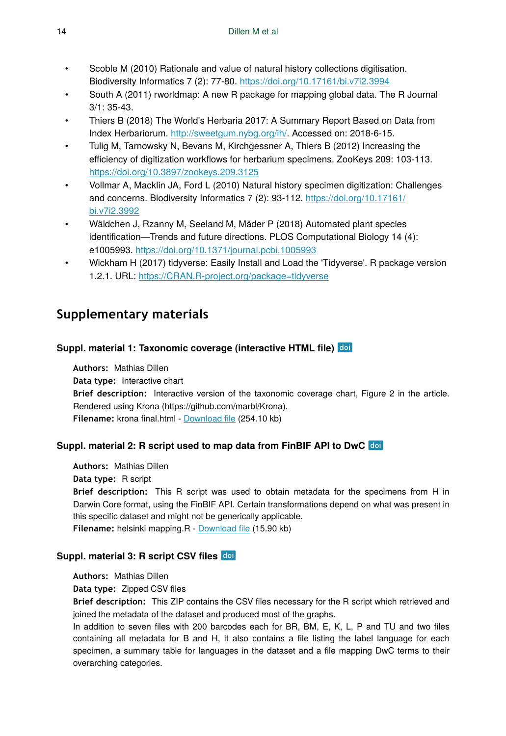- Scoble M (2010) Rationale and value of natural history collections digitisation. Biodiversity Informatics 7 (2): 77-80. https://doi.org/10.17161/bi.v7i2.3994
- South A (2011) rworldmap: A new R package for mapping global data. The R Journal 3/1: 35-43.
- Thiers B (2018) The World's Herbaria 2017: A Summary Report Based on Data from Index Herbariorum. http://sweetgum.nybg.org/ih/. Accessed on: 2018-6-15.
- Tulig M, Tarnowsky N, Bevans M, Kirchgessner A, Thiers B (2012) Increasing the efficiency of digitization workflows for herbarium specimens. ZooKeys 209: 103-113. https://doi.org/10.3897/zookeys.209.3125
- Vollmar A, Macklin JA, Ford L (2010) Natural history specimen digitization: Challenges and concerns. Biodiversity Informatics 7 (2): 93-112. https://doi.org/10.17161/bi.v7i2.3992
- Wäldchen J, Rzanny M, Seeland M, Mäder P (2018) Automated plant species identification—Trends and future directions. PLOS Computational Biology 14 (4): e1005993. https://doi.org/10.1371/journal.pcbi.1005993
- Wickham H (2017) tidyverse: Easily Install and Load the 'Tidyverse'. R package version 1.2.1. URL: https://CRAN.R-project.org/package=tidyverse

## Supplementary materials

### Suppl. material 1: Taxonomic coverage (interactive HTML file) doi

**Authors:** Mathias Dillen
**Data type:** Interactive chart
**Brief description:** Interactive version of the taxonomic coverage chart, Figure 2 in the article. Rendered using Krona (https://github.com/marbl/Krona).
**Filename:** krona final.html - Download file (254.10 kb)

### Suppl. material 2: R script used to map data from FinBIF API to DwC doi

**Authors:** Mathias Dillen
**Data type:** R script
**Brief description:** This R script was used to obtain metadata for the specimens from H in Darwin Core format, using the FinBIF API. Certain transformations depend on what was present in this specific dataset and might not be generically applicable.
**Filename:** helsinki mapping.R - Download file (15.90 kb)

### Suppl. material 3: R script CSV files doi

**Authors:** Mathias Dillen
**Data type:** Zipped CSV files
**Brief description:** This ZIP contains the CSV files necessary for the R script which retrieved and joined the metadata of the dataset and produced most of the graphs.
In addition to seven files with 200 barcodes each for BR, BM, E, K, L, P and TU and two files containing all metadata for B and H, it also contains a file listing the label language for each specimen, a summary table for languages in the dataset and a file mapping DwC terms to their overarching categories.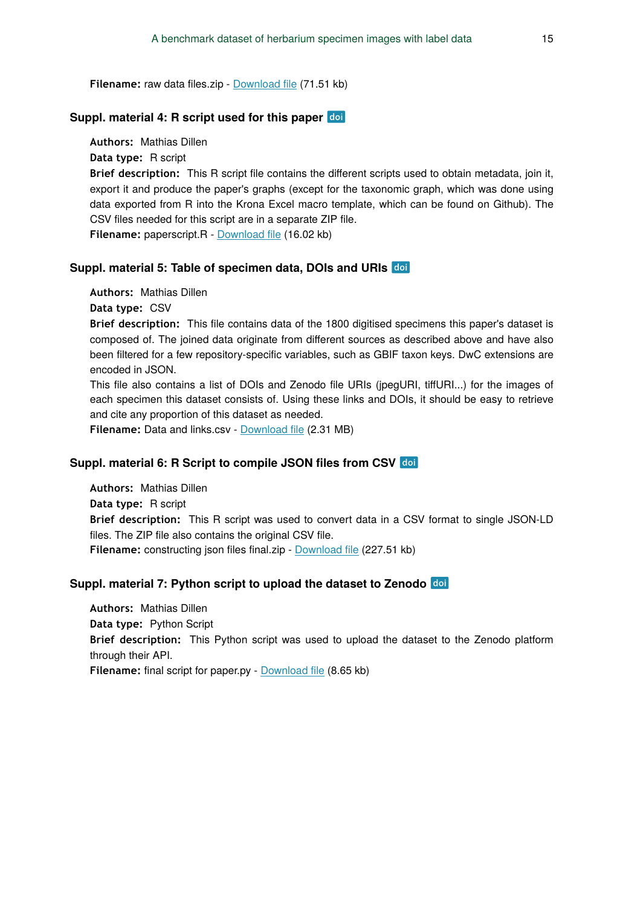**Filename:** raw data files.zip - Download file (71.51 kb)

### Suppl. material 4: R script used for this paper doi

**Authors:** Mathias Dillen
**Data type:** R script
**Brief description:** This R script file contains the different scripts used to obtain metadata, join it, export it and produce the paper's graphs (except for the taxonomic graph, which was done using data exported from R into the Krona Excel macro template, which can be found on Github). The CSV files needed for this script are in a separate ZIP file.
**Filename:** paperscript.R - Download file (16.02 kb)

### Suppl. material 5: Table of specimen data, DOIs and URIs doi

**Authors:** Mathias Dillen
**Data type:** CSV
**Brief description:** This file contains data of the 1800 digitised specimens this paper's dataset is composed of. The joined data originate from different sources as described above and have also been filtered for a few repository-specific variables, such as GBIF taxon keys. DwC extensions are encoded in JSON.
This file also contains a list of DOIs and Zenodo file URIs (jpegURI, tiffURI...) for the images of each specimen this dataset consists of. Using these links and DOIs, it should be easy to retrieve and cite any proportion of this dataset as needed.
**Filename:** Data and links.csv - Download file (2.31 MB)

### Suppl. material 6: R Script to compile JSON files from CSV doi

**Authors:** Mathias Dillen
**Data type:** R script
**Brief description:** This R script was used to convert data in a CSV format to single JSON-LD files. The ZIP file also contains the original CSV file.
**Filename:** constructing json files final.zip - Download file (227.51 kb)

### Suppl. material 7: Python script to upload the dataset to Zenodo doi

**Authors:** Mathias Dillen
**Data type:** Python Script
**Brief description:** This Python script was used to upload the dataset to the Zenodo platform through their API.
**Filename:** final script for paper.py - Download file (8.65 kb)